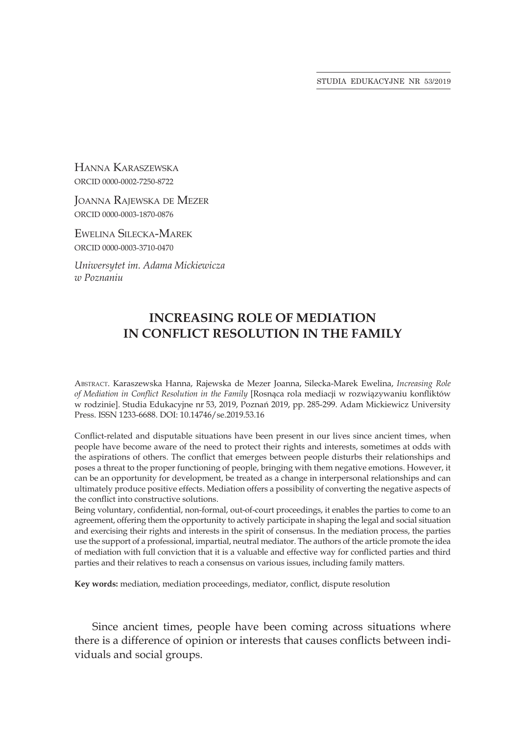Hanna Karaszewska
ORCID 0000-0002-7250-8722

Joanna Rajewska de Mezer
ORCID 0000-0003-1870-0876

Ewelina Silecka-Marek
ORCID 0000-0003-3710-0470

*Uniwersytet im. Adama Mickiewicza w Poznaniu*

# INCREASING ROLE OF MEDIATION IN CONFLICT RESOLUTION IN THE FAMILY

Abstract. Karaszewska Hanna, Rajewska de Mezer Joanna, Silecka-Marek Ewelina, *Increasing Role of Mediation in Conflict Resolution in the Family* [Rosnąca rola mediacji w rozwiązywaniu konfliktów w rodzinie]. Studia Edukacyjne nr 53, 2019, Poznań 2019, pp. 285-299. Adam Mickiewicz University Press. ISSN 1233-6688. DOI: 10.14746/se.2019.53.16

Conflict-related and disputable situations have been present in our lives since ancient times, when people have become aware of the need to protect their rights and interests, sometimes at odds with the aspirations of others. The conflict that emerges between people disturbs their relationships and poses a threat to the proper functioning of people, bringing with them negative emotions. However, it can be an opportunity for development, be treated as a change in interpersonal relationships and can ultimately produce positive effects. Mediation offers a possibility of converting the negative aspects of the conflict into constructive solutions.
Being voluntary, confidential, non-formal, out-of-court proceedings, it enables the parties to come to an agreement, offering them the opportunity to actively participate in shaping the legal and social situation and exercising their rights and interests in the spirit of consensus. In the mediation process, the parties use the support of a professional, impartial, neutral mediator. The authors of the article promote the idea of mediation with full conviction that it is a valuable and effective way for conflicted parties and third parties and their relatives to reach a consensus on various issues, including family matters.

**Key words:** mediation, mediation proceedings, mediator, conflict, dispute resolution

Since ancient times, people have been coming across situations where there is a difference of opinion or interests that causes conflicts between individuals and social groups.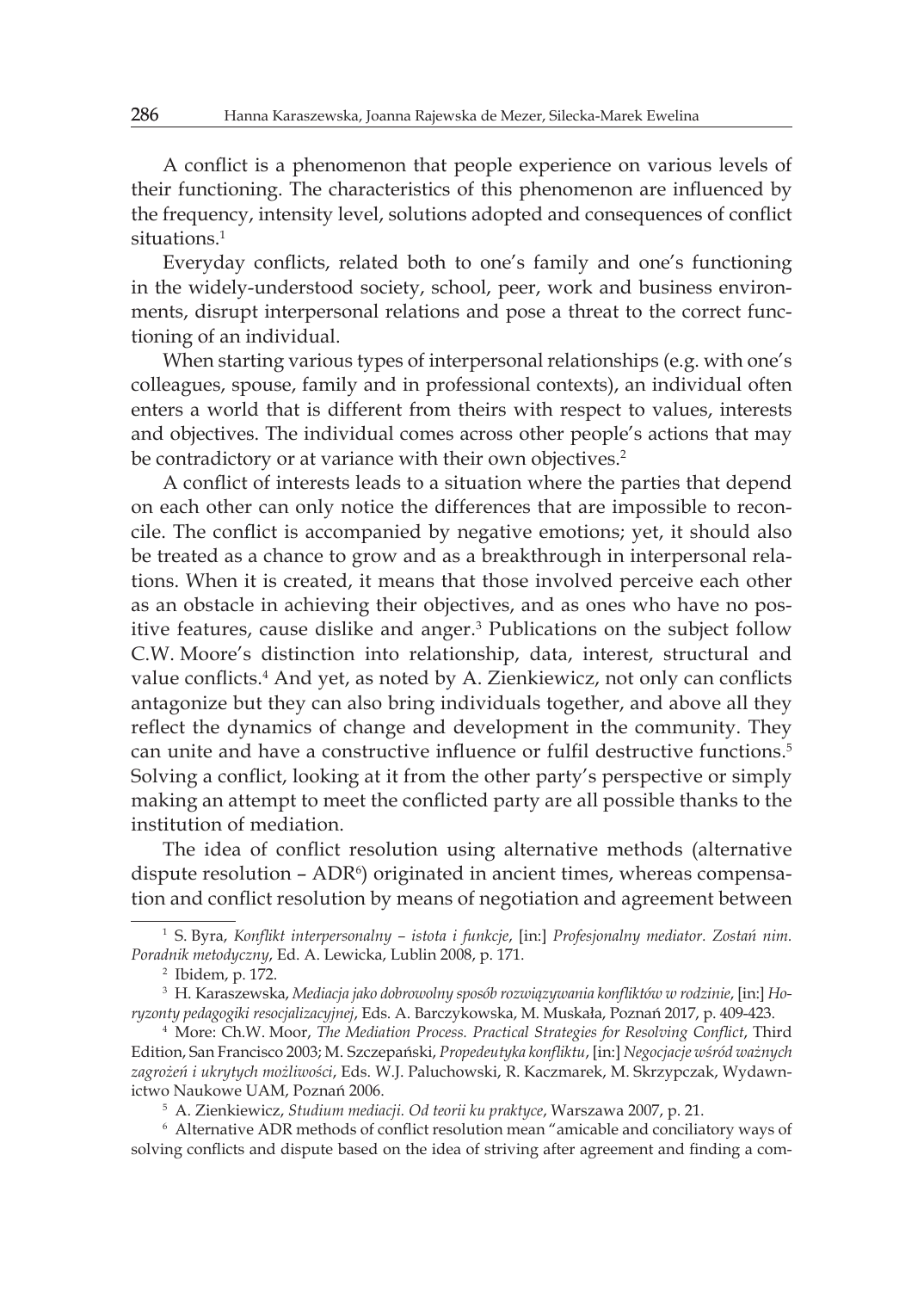A conflict is a phenomenon that people experience on various levels of their functioning. The characteristics of this phenomenon are influenced by the frequency, intensity level, solutions adopted and consequences of conflict situations.[1]

Everyday conflicts, related both to one's family and one's functioning in the widely-understood society, school, peer, work and business environments, disrupt interpersonal relations and pose a threat to the correct functioning of an individual.

When starting various types of interpersonal relationships (e.g. with one's colleagues, spouse, family and in professional contexts), an individual often enters a world that is different from theirs with respect to values, interests and objectives. The individual comes across other people's actions that may be contradictory or at variance with their own objectives.[2]

A conflict of interests leads to a situation where the parties that depend on each other can only notice the differences that are impossible to reconcile. The conflict is accompanied by negative emotions; yet, it should also be treated as a chance to grow and as a breakthrough in interpersonal relations. When it is created, it means that those involved perceive each other as an obstacle in achieving their objectives, and as ones who have no positive features, cause dislike and anger.[3] Publications on the subject follow C.W. Moore's distinction into relationship, data, interest, structural and value conflicts.[4] And yet, as noted by A. Zienkiewicz, not only can conflicts antagonize but they can also bring individuals together, and above all they reflect the dynamics of change and development in the community. They can unite and have a constructive influence or fulfil destructive functions.[5] Solving a conflict, looking at it from the other party's perspective or simply making an attempt to meet the conflicted party are all possible thanks to the institution of mediation.

The idea of conflict resolution using alternative methods (alternative dispute resolution – ADR[6]) originated in ancient times, whereas compensation and conflict resolution by means of negotiation and agreement between

---

[1] S. Byra, *Konflikt interpersonalny – istota i funkcje*, [in:] *Profesjonalny mediator. Zostań nim. Poradnik metodyczny*, Ed. A. Lewicka, Lublin 2008, p. 171.

[2] Ibidem, p. 172.

[3] H. Karaszewska, *Mediacja jako dobrowolny sposób rozwiązywania konfliktów w rodzinie*, [in:] *Horyzonty pedagogiki resocjalizacyjnej*, Eds. A. Barczykowska, M. Muskała, Poznań 2017, p. 409-423.

[4] More: Ch.W. Moor, *The Mediation Process. Practical Strategies for Resolving Conflict*, Third Edition, San Francisco 2003; M. Szczepański, *Propedeutyka konfliktu*, [in:] *Negocjacje wśród ważnych zagrożeń i ukrytych możliwości*, Eds. W.J. Paluchowski, R. Kaczmarek, M. Skrzypczak, Wydawnictwo Naukowe UAM, Poznań 2006.

[5] A. Zienkiewicz, *Studium mediacji. Od teorii ku praktyce*, Warszawa 2007, p. 21.

[6] Alternative ADR methods of conflict resolution mean "amicable and conciliatory ways of solving conflicts and dispute based on the idea of striving after agreement and finding a com-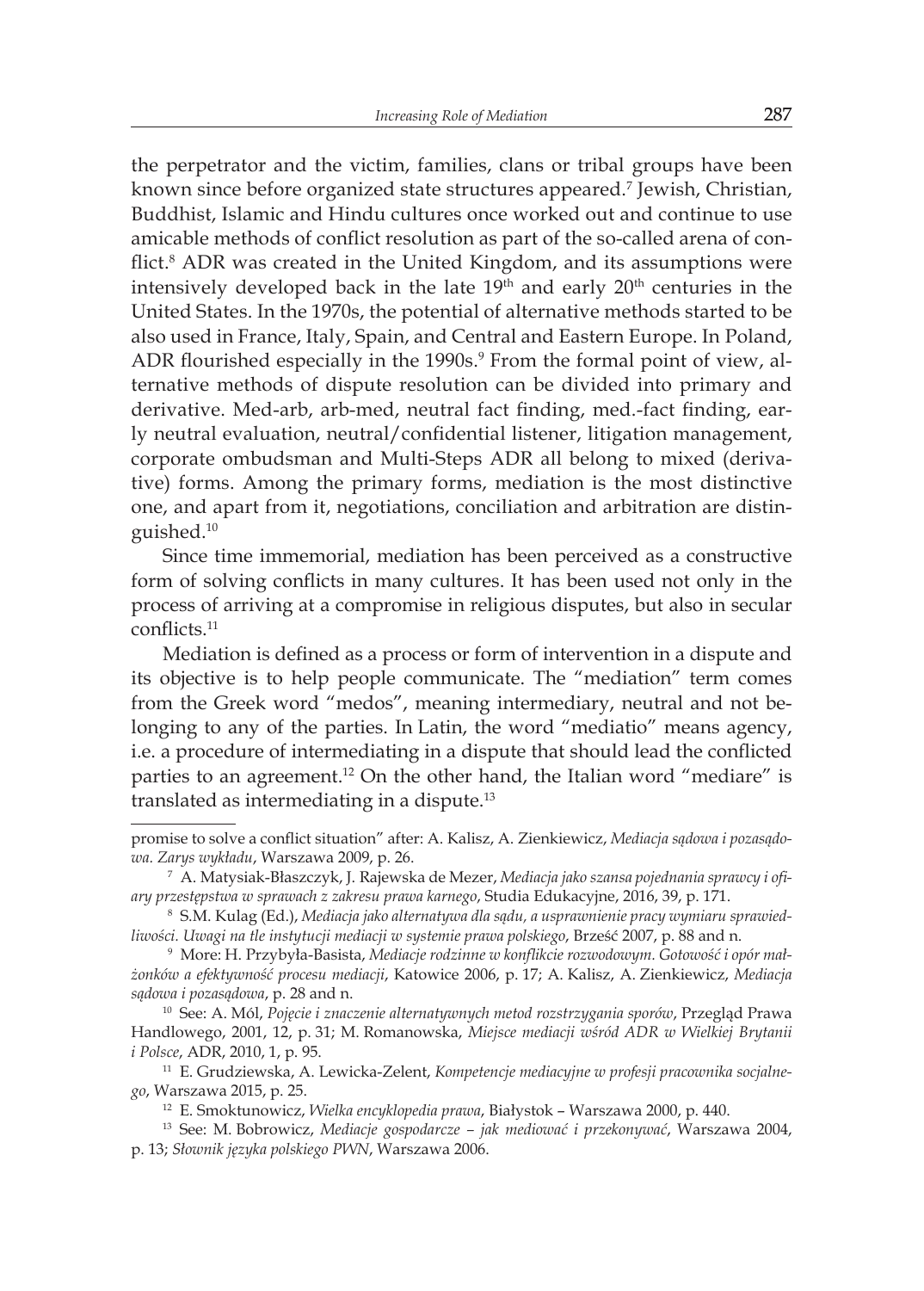the perpetrator and the victim, families, clans or tribal groups have been known since before organized state structures appeared.[7] Jewish, Christian, Buddhist, Islamic and Hindu cultures once worked out and continue to use amicable methods of conflict resolution as part of the so-called arena of conflict.[8] ADR was created in the United Kingdom, and its assumptions were intensively developed back in the late 19th and early 20th centuries in the United States. In the 1970s, the potential of alternative methods started to be also used in France, Italy, Spain, and Central and Eastern Europe. In Poland, ADR flourished especially in the 1990s.[9] From the formal point of view, alternative methods of dispute resolution can be divided into primary and derivative. Med-arb, arb-med, neutral fact finding, med.-fact finding, early neutral evaluation, neutral/confidential listener, litigation management, corporate ombudsman and Multi-Steps ADR all belong to mixed (derivative) forms. Among the primary forms, mediation is the most distinctive one, and apart from it, negotiations, conciliation and arbitration are distinguished.[10]

Since time immemorial, mediation has been perceived as a constructive form of solving conflicts in many cultures. It has been used not only in the process of arriving at a compromise in religious disputes, but also in secular conflicts.[11]

Mediation is defined as a process or form of intervention in a dispute and its objective is to help people communicate. The "mediation" term comes from the Greek word "medos", meaning intermediary, neutral and not belonging to any of the parties. In Latin, the word "mediatio" means agency, i.e. a procedure of intermediating in a dispute that should lead the conflicted parties to an agreement.[12] On the other hand, the Italian word "mediare" is translated as intermediating in a dispute.[13]

---

promise to solve a conflict situation" after: A. Kalisz, A. Zienkiewicz, *Mediacja sądowa i pozasądowa. Zarys wykładu*, Warszawa 2009, p. 26.

[7] A. Matysiak-Błaszczyk, J. Rajewska de Mezer, *Mediacja jako szansa pojednania sprawcy i ofiary przestępstwa w sprawach z zakresu prawa karnego*, Studia Edukacyjne, 2016, 39, p. 171.

[8] S.M. Kulag (Ed.), *Mediacja jako alternatywa dla sądu, a usprawnienie pracy wymiaru sprawiedliwości. Uwagi na tle instytucji mediacji w systemie prawa polskiego*, Brześć 2007, p. 88 and n.

[9] More: H. Przybyła-Basista, *Mediacje rodzinne w konflikcie rozwodowym. Gotowość i opór małżonków a efektywność procesu mediacji*, Katowice 2006, p. 17; A. Kalisz, A. Zienkiewicz, *Mediacja sądowa i pozasądowa*, p. 28 and n.

[10] See: A. Mól, *Pojęcie i znaczenie alternatywnych metod rozstrzygania sporów*, Przegląd Prawa Handlowego, 2001, 12, p. 31; M. Romanowska, *Miejsce mediacji wśród ADR w Wielkiej Brytanii i Polsce*, ADR, 2010, 1, p. 95.

[11] E. Grudziewska, A. Lewicka-Zelent, *Kompetencje mediacyjne w profesji pracownika socjalnego*, Warszawa 2015, p. 25.

[12] E. Smoktunowicz, *Wielka encyklopedia prawa*, Białystok – Warszawa 2000, p. 440.

[13] See: M. Bobrowicz, *Mediacje gospodarcze – jak mediować i przekonywać*, Warszawa 2004, p. 13; *Słownik języka polskiego PWN*, Warszawa 2006.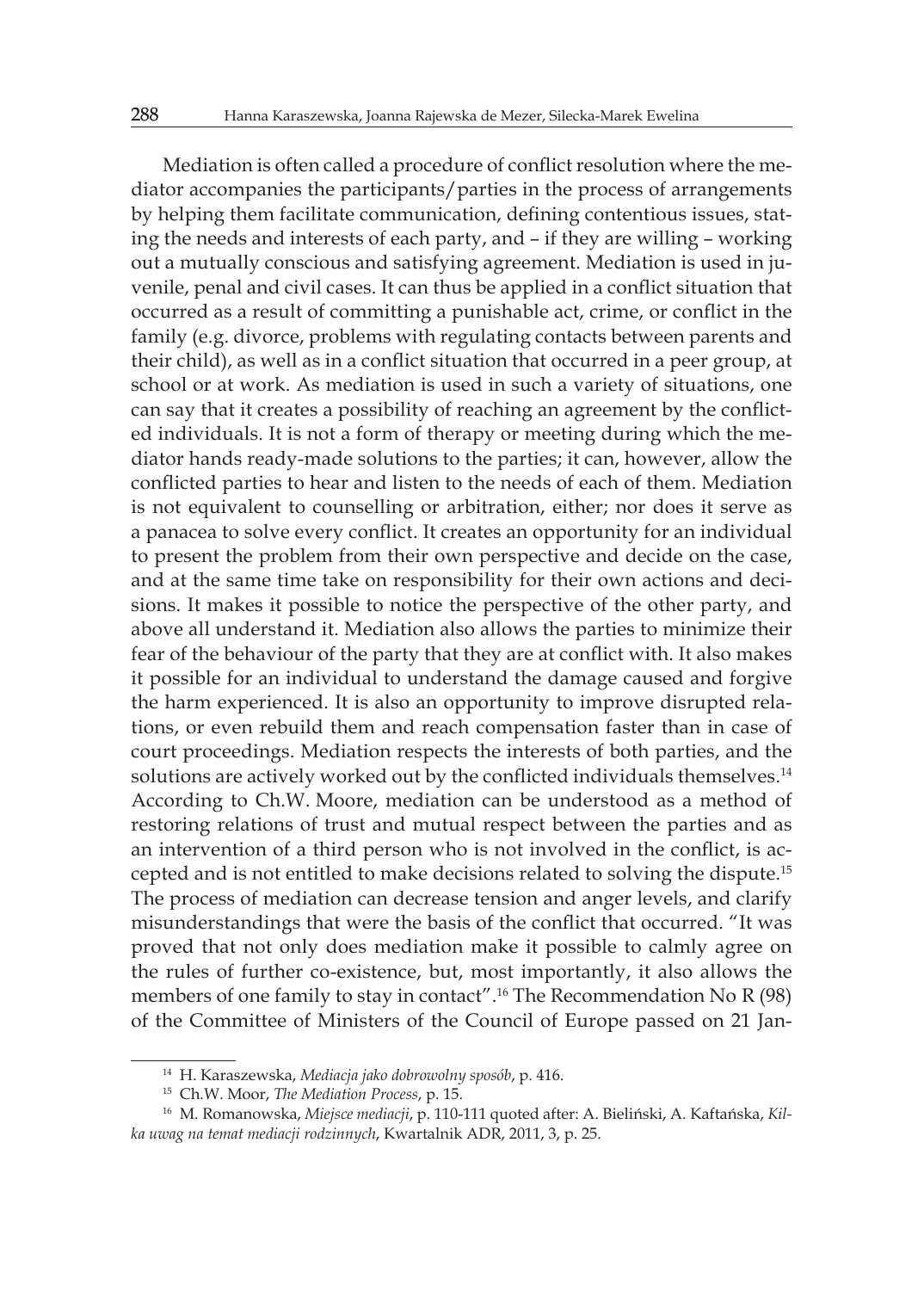Mediation is often called a procedure of conflict resolution where the mediator accompanies the participants/parties in the process of arrangements by helping them facilitate communication, defining contentious issues, stating the needs and interests of each party, and – if they are willing – working out a mutually conscious and satisfying agreement. Mediation is used in juvenile, penal and civil cases. It can thus be applied in a conflict situation that occurred as a result of committing a punishable act, crime, or conflict in the family (e.g. divorce, problems with regulating contacts between parents and their child), as well as in a conflict situation that occurred in a peer group, at school or at work. As mediation is used in such a variety of situations, one can say that it creates a possibility of reaching an agreement by the conflicted individuals. It is not a form of therapy or meeting during which the mediator hands ready-made solutions to the parties; it can, however, allow the conflicted parties to hear and listen to the needs of each of them. Mediation is not equivalent to counselling or arbitration, either; nor does it serve as a panacea to solve every conflict. It creates an opportunity for an individual to present the problem from their own perspective and decide on the case, and at the same time take on responsibility for their own actions and decisions. It makes it possible to notice the perspective of the other party, and above all understand it. Mediation also allows the parties to minimize their fear of the behaviour of the party that they are at conflict with. It also makes it possible for an individual to understand the damage caused and forgive the harm experienced. It is also an opportunity to improve disrupted relations, or even rebuild them and reach compensation faster than in case of court proceedings. Mediation respects the interests of both parties, and the solutions are actively worked out by the conflicted individuals themselves.[14] According to Ch.W. Moore, mediation can be understood as a method of restoring relations of trust and mutual respect between the parties and as an intervention of a third person who is not involved in the conflict, is accepted and is not entitled to make decisions related to solving the dispute.[15] The process of mediation can decrease tension and anger levels, and clarify misunderstandings that were the basis of the conflict that occurred. "It was proved that not only does mediation make it possible to calmly agree on the rules of further co-existence, but, most importantly, it also allows the members of one family to stay in contact".[16] The Recommendation No R (98) of the Committee of Ministers of the Council of Europe passed on 21 Jan-

[14] H. Karaszewska, *Mediacja jako dobrowolny sposób*, p. 416.

[15] Ch.W. Moor, *The Mediation Process*, p. 15.

[16] M. Romanowska, *Miejsce mediacji*, p. 110-111 quoted after: A. Bieliński, A. Kaftańska, *Kilka uwag na temat mediacji rodzinnych*, Kwartalnik ADR, 2011, 3, p. 25.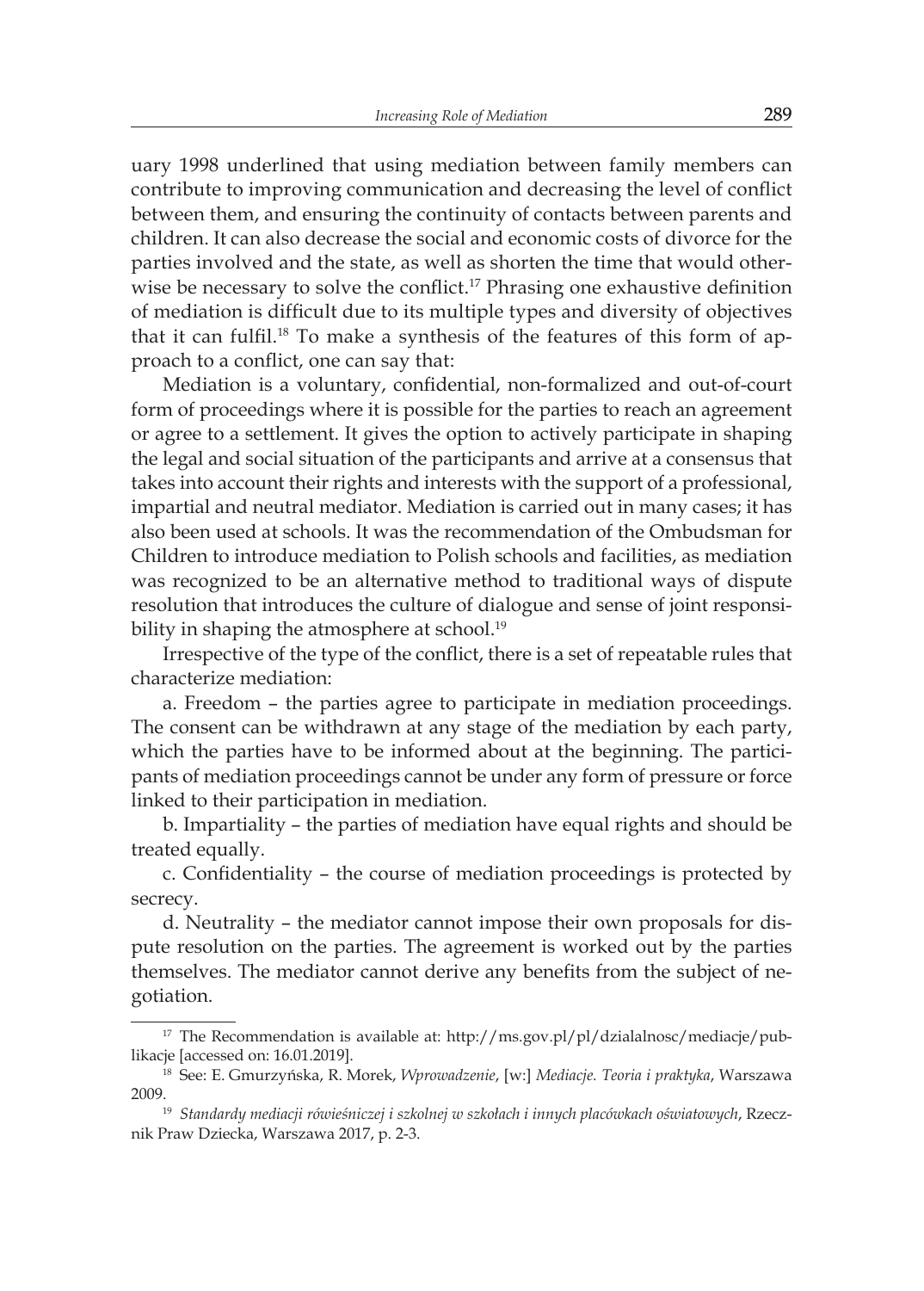uary 1998 underlined that using mediation between family members can contribute to improving communication and decreasing the level of conflict between them, and ensuring the continuity of contacts between parents and children. It can also decrease the social and economic costs of divorce for the parties involved and the state, as well as shorten the time that would otherwise be necessary to solve the conflict.[17] Phrasing one exhaustive definition of mediation is difficult due to its multiple types and diversity of objectives that it can fulfil.[18] To make a synthesis of the features of this form of approach to a conflict, one can say that:

Mediation is a voluntary, confidential, non-formalized and out-of-court form of proceedings where it is possible for the parties to reach an agreement or agree to a settlement. It gives the option to actively participate in shaping the legal and social situation of the participants and arrive at a consensus that takes into account their rights and interests with the support of a professional, impartial and neutral mediator. Mediation is carried out in many cases; it has also been used at schools. It was the recommendation of the Ombudsman for Children to introduce mediation to Polish schools and facilities, as mediation was recognized to be an alternative method to traditional ways of dispute resolution that introduces the culture of dialogue and sense of joint responsibility in shaping the atmosphere at school.[19]

Irrespective of the type of the conflict, there is a set of repeatable rules that characterize mediation:

a. Freedom – the parties agree to participate in mediation proceedings. The consent can be withdrawn at any stage of the mediation by each party, which the parties have to be informed about at the beginning. The participants of mediation proceedings cannot be under any form of pressure or force linked to their participation in mediation.

b. Impartiality – the parties of mediation have equal rights and should be treated equally.

c. Confidentiality – the course of mediation proceedings is protected by secrecy.

d. Neutrality – the mediator cannot impose their own proposals for dispute resolution on the parties. The agreement is worked out by the parties themselves. The mediator cannot derive any benefits from the subject of negotiation.

---

[17] The Recommendation is available at: http://ms.gov.pl/pl/dzialalnosc/mediacje/publikacje [accessed on: 16.01.2019].

[18] See: E. Gmurzyńska, R. Morek, *Wprowadzenie*, [w:] *Mediacje. Teoria i praktyka*, Warszawa 2009.

[19] *Standardy mediacji rówieśniczej i szkolnej w szkołach i innych placówkach oświatowych*, Rzecznik Praw Dziecka, Warszawa 2017, p. 2-3.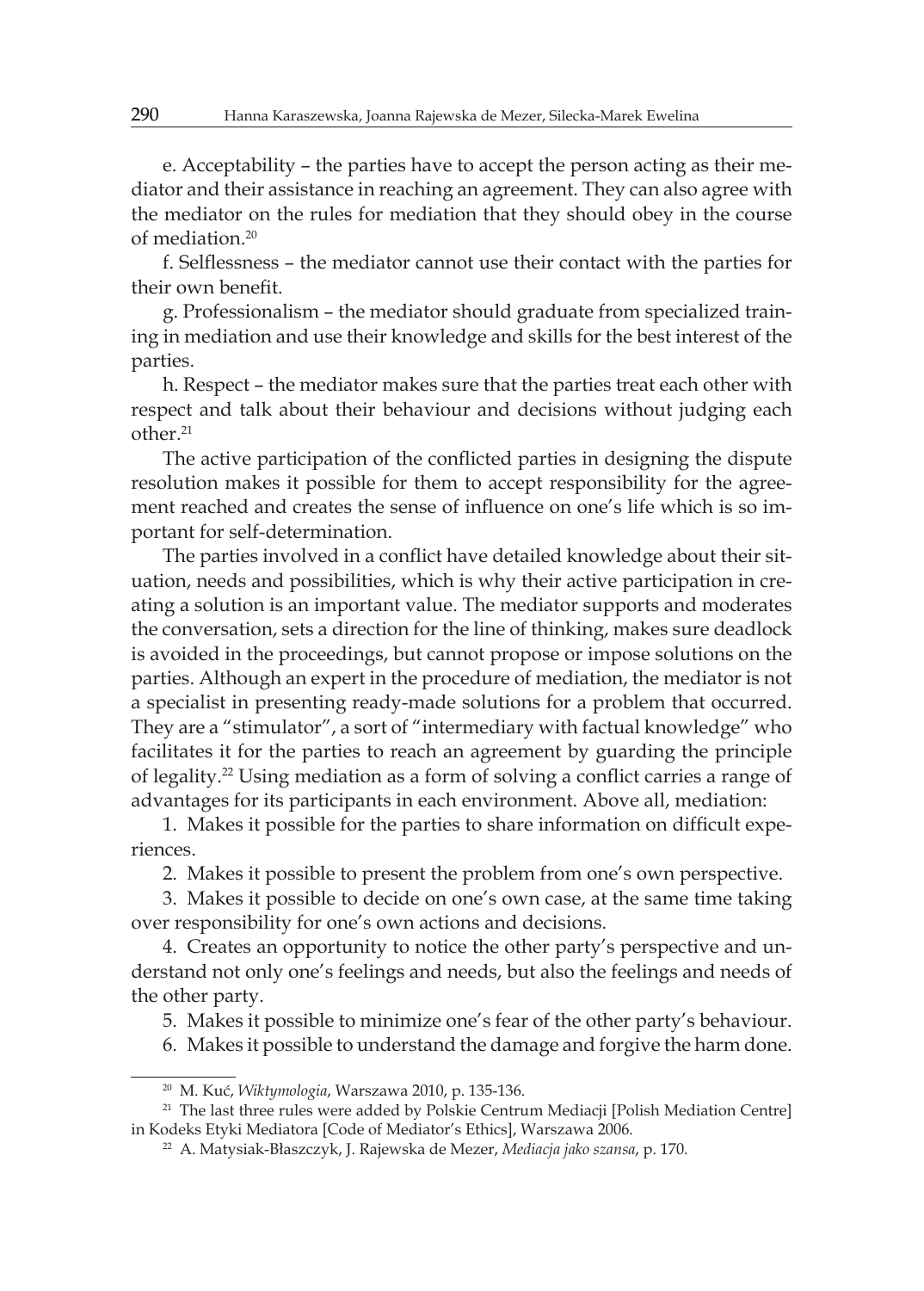e. Acceptability – the parties have to accept the person acting as their mediator and their assistance in reaching an agreement. They can also agree with the mediator on the rules for mediation that they should obey in the course of mediation.[20]

f. Selflessness – the mediator cannot use their contact with the parties for their own benefit.

g. Professionalism – the mediator should graduate from specialized training in mediation and use their knowledge and skills for the best interest of the parties.

h. Respect – the mediator makes sure that the parties treat each other with respect and talk about their behaviour and decisions without judging each other.[21]

The active participation of the conflicted parties in designing the dispute resolution makes it possible for them to accept responsibility for the agreement reached and creates the sense of influence on one's life which is so important for self-determination.

The parties involved in a conflict have detailed knowledge about their situation, needs and possibilities, which is why their active participation in creating a solution is an important value. The mediator supports and moderates the conversation, sets a direction for the line of thinking, makes sure deadlock is avoided in the proceedings, but cannot propose or impose solutions on the parties. Although an expert in the procedure of mediation, the mediator is not a specialist in presenting ready-made solutions for a problem that occurred. They are a "stimulator", a sort of "intermediary with factual knowledge" who facilitates it for the parties to reach an agreement by guarding the principle of legality.[22] Using mediation as a form of solving a conflict carries a range of advantages for its participants in each environment. Above all, mediation:

1. Makes it possible for the parties to share information on difficult experiences.
2. Makes it possible to present the problem from one's own perspective.
3. Makes it possible to decide on one's own case, at the same time taking over responsibility for one's own actions and decisions.
4. Creates an opportunity to notice the other party's perspective and understand not only one's feelings and needs, but also the feelings and needs of the other party.
5. Makes it possible to minimize one's fear of the other party's behaviour.
6. Makes it possible to understand the damage and forgive the harm done.

---

[20] M. Kuć, *Wiktymologia*, Warszawa 2010, p. 135-136.

[21] The last three rules were added by Polskie Centrum Mediacji [Polish Mediation Centre] in Kodeks Etyki Mediatora [Code of Mediator's Ethics], Warszawa 2006.

[22] A. Matysiak-Błaszczyk, J. Rajewska de Mezer, *Mediacja jako szansa*, p. 170.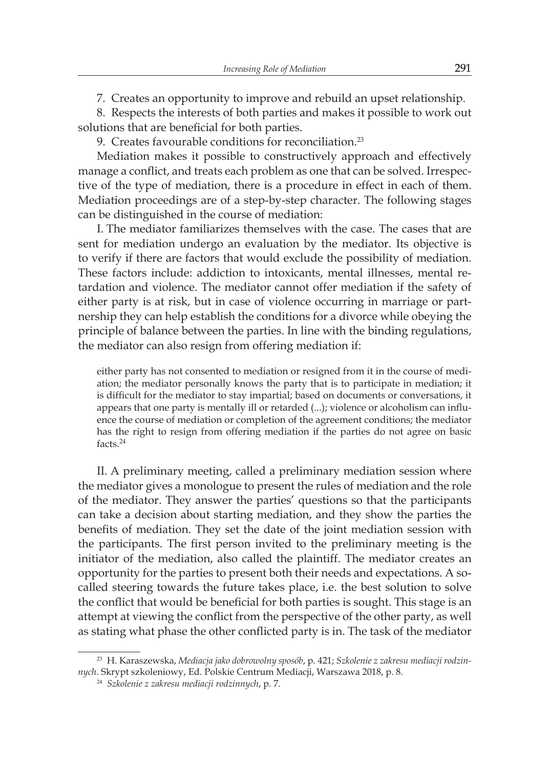7. Creates an opportunity to improve and rebuild an upset relationship.

8. Respects the interests of both parties and makes it possible to work out solutions that are beneficial for both parties.

9. Creates favourable conditions for reconciliation.[23]

Mediation makes it possible to constructively approach and effectively manage a conflict, and treats each problem as one that can be solved. Irrespective of the type of mediation, there is a procedure in effect in each of them. Mediation proceedings are of a step-by-step character. The following stages can be distinguished in the course of mediation:

I. The mediator familiarizes themselves with the case. The cases that are sent for mediation undergo an evaluation by the mediator. Its objective is to verify if there are factors that would exclude the possibility of mediation. These factors include: addiction to intoxicants, mental illnesses, mental retardation and violence. The mediator cannot offer mediation if the safety of either party is at risk, but in case of violence occurring in marriage or partnership they can help establish the conditions for a divorce while obeying the principle of balance between the parties. In line with the binding regulations, the mediator can also resign from offering mediation if:

> either party has not consented to mediation or resigned from it in the course of mediation; the mediator personally knows the party that is to participate in mediation; it is difficult for the mediator to stay impartial; based on documents or conversations, it appears that one party is mentally ill or retarded (...); violence or alcoholism can influence the course of mediation or completion of the agreement conditions; the mediator has the right to resign from offering mediation if the parties do not agree on basic facts.[24]

II. A preliminary meeting, called a preliminary mediation session where the mediator gives a monologue to present the rules of mediation and the role of the mediator. They answer the parties' questions so that the participants can take a decision about starting mediation, and they show the parties the benefits of mediation. They set the date of the joint mediation session with the participants. The first person invited to the preliminary meeting is the initiator of the mediation, also called the plaintiff. The mediator creates an opportunity for the parties to present both their needs and expectations. A so-called steering towards the future takes place, i.e. the best solution to solve the conflict that would be beneficial for both parties is sought. This stage is an attempt at viewing the conflict from the perspective of the other party, as well as stating what phase the other conflicted party is in. The task of the mediator

---

[23] H. Karaszewska, *Mediacja jako dobrowolny sposób*, p. 421; *Szkolenie z zakresu mediacji rodzinnych*. Skrypt szkoleniowy, Ed. Polskie Centrum Mediacji, Warszawa 2018, p. 8.

[24] *Szkolenie z zakresu mediacji rodzinnych*, p. 7.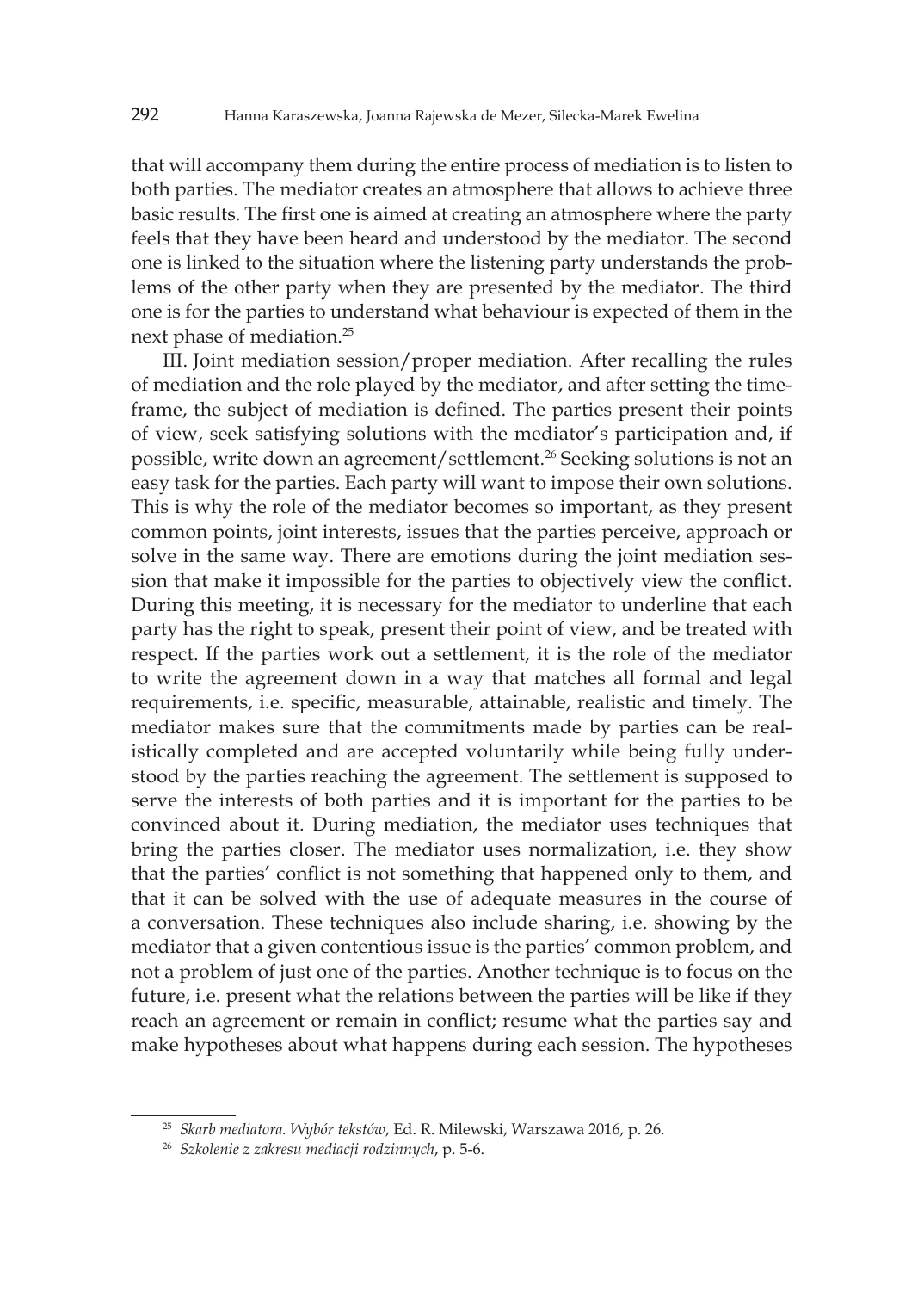that will accompany them during the entire process of mediation is to listen to both parties. The mediator creates an atmosphere that allows to achieve three basic results. The first one is aimed at creating an atmosphere where the party feels that they have been heard and understood by the mediator. The second one is linked to the situation where the listening party understands the problems of the other party when they are presented by the mediator. The third one is for the parties to understand what behaviour is expected of them in the next phase of mediation.[25]

III. Joint mediation session/proper mediation. After recalling the rules of mediation and the role played by the mediator, and after setting the timeframe, the subject of mediation is defined. The parties present their points of view, seek satisfying solutions with the mediator's participation and, if possible, write down an agreement/settlement.[26] Seeking solutions is not an easy task for the parties. Each party will want to impose their own solutions. This is why the role of the mediator becomes so important, as they present common points, joint interests, issues that the parties perceive, approach or solve in the same way. There are emotions during the joint mediation session that make it impossible for the parties to objectively view the conflict. During this meeting, it is necessary for the mediator to underline that each party has the right to speak, present their point of view, and be treated with respect. If the parties work out a settlement, it is the role of the mediator to write the agreement down in a way that matches all formal and legal requirements, i.e. specific, measurable, attainable, realistic and timely. The mediator makes sure that the commitments made by parties can be realistically completed and are accepted voluntarily while being fully understood by the parties reaching the agreement. The settlement is supposed to serve the interests of both parties and it is important for the parties to be convinced about it. During mediation, the mediator uses techniques that bring the parties closer. The mediator uses normalization, i.e. they show that the parties' conflict is not something that happened only to them, and that it can be solved with the use of adequate measures in the course of a conversation. These techniques also include sharing, i.e. showing by the mediator that a given contentious issue is the parties' common problem, and not a problem of just one of the parties. Another technique is to focus on the future, i.e. present what the relations between the parties will be like if they reach an agreement or remain in conflict; resume what the parties say and make hypotheses about what happens during each session. The hypotheses

---

[25] *Skarb mediatora. Wybór tekstów*, Ed. R. Milewski, Warszawa 2016, p. 26.

[26] *Szkolenie z zakresu mediacji rodzinnych*, p. 5-6.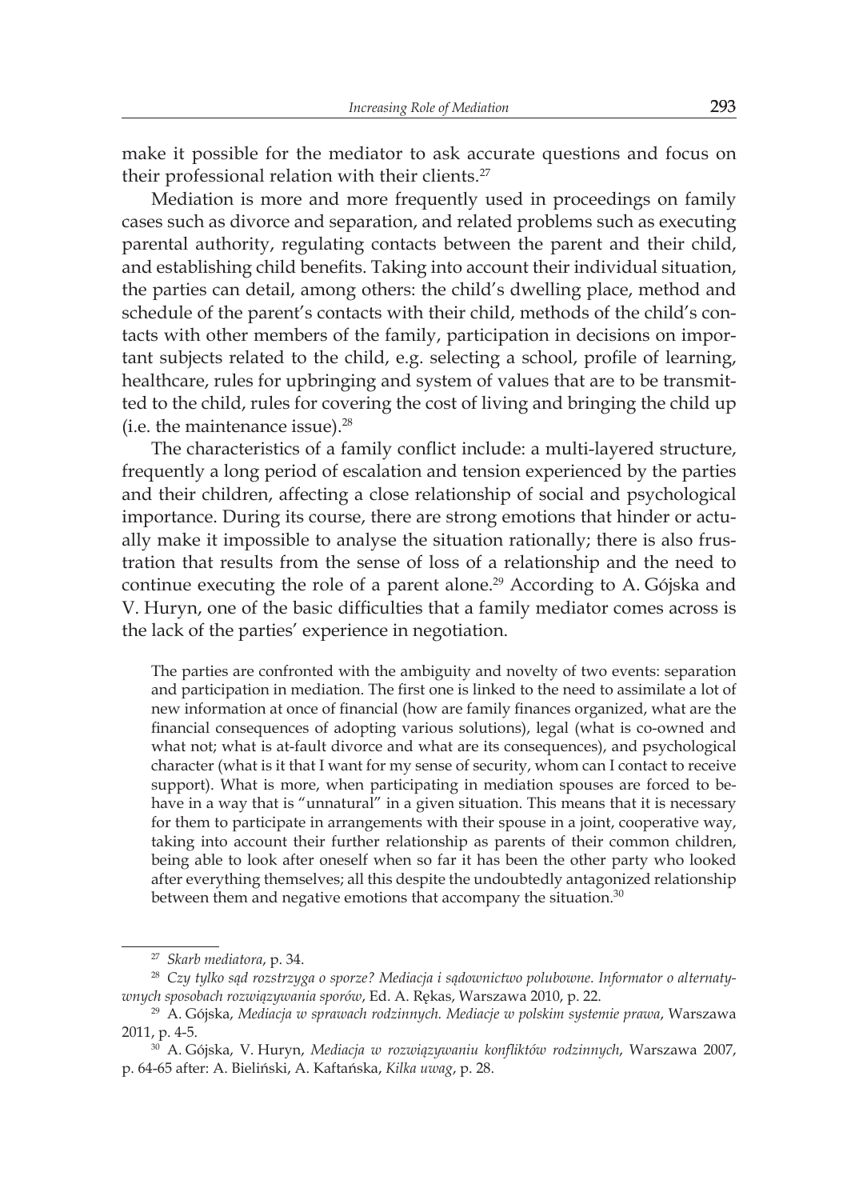make it possible for the mediator to ask accurate questions and focus on their professional relation with their clients.[27]

Mediation is more and more frequently used in proceedings on family cases such as divorce and separation, and related problems such as executing parental authority, regulating contacts between the parent and their child, and establishing child benefits. Taking into account their individual situation, the parties can detail, among others: the child's dwelling place, method and schedule of the parent's contacts with their child, methods of the child's contacts with other members of the family, participation in decisions on important subjects related to the child, e.g. selecting a school, profile of learning, healthcare, rules for upbringing and system of values that are to be transmitted to the child, rules for covering the cost of living and bringing the child up (i.e. the maintenance issue).[28]

The characteristics of a family conflict include: a multi-layered structure, frequently a long period of escalation and tension experienced by the parties and their children, affecting a close relationship of social and psychological importance. During its course, there are strong emotions that hinder or actually make it impossible to analyse the situation rationally; there is also frustration that results from the sense of loss of a relationship and the need to continue executing the role of a parent alone.[29] According to A. Gójska and V. Huryn, one of the basic difficulties that a family mediator comes across is the lack of the parties' experience in negotiation.

> The parties are confronted with the ambiguity and novelty of two events: separation and participation in mediation. The first one is linked to the need to assimilate a lot of new information at once of financial (how are family finances organized, what are the financial consequences of adopting various solutions), legal (what is co-owned and what not; what is at-fault divorce and what are its consequences), and psychological character (what is it that I want for my sense of security, whom can I contact to receive support). What is more, when participating in mediation spouses are forced to behave in a way that is "unnatural" in a given situation. This means that it is necessary for them to participate in arrangements with their spouse in a joint, cooperative way, taking into account their further relationship as parents of their common children, being able to look after oneself when so far it has been the other party who looked after everything themselves; all this despite the undoubtedly antagonized relationship between them and negative emotions that accompany the situation.[30]

---

[27] *Skarb mediatora*, p. 34.

[28] *Czy tylko sąd rozstrzyga o sporze? Mediacja i sądownictwo polubowne. Informator o alternatywnych sposobach rozwiązywania sporów*, Ed. A. Rękas, Warszawa 2010, p. 22.

[29] A. Gójska, *Mediacja w sprawach rodzinnych. Mediacje w polskim systemie prawa*, Warszawa 2011, p. 4-5.

[30] A. Gójska, V. Huryn, *Mediacja w rozwiązywaniu konfliktów rodzinnych*, Warszawa 2007, p. 64-65 after: A. Bieliński, A. Kaftańska, *Kilka uwag*, p. 28.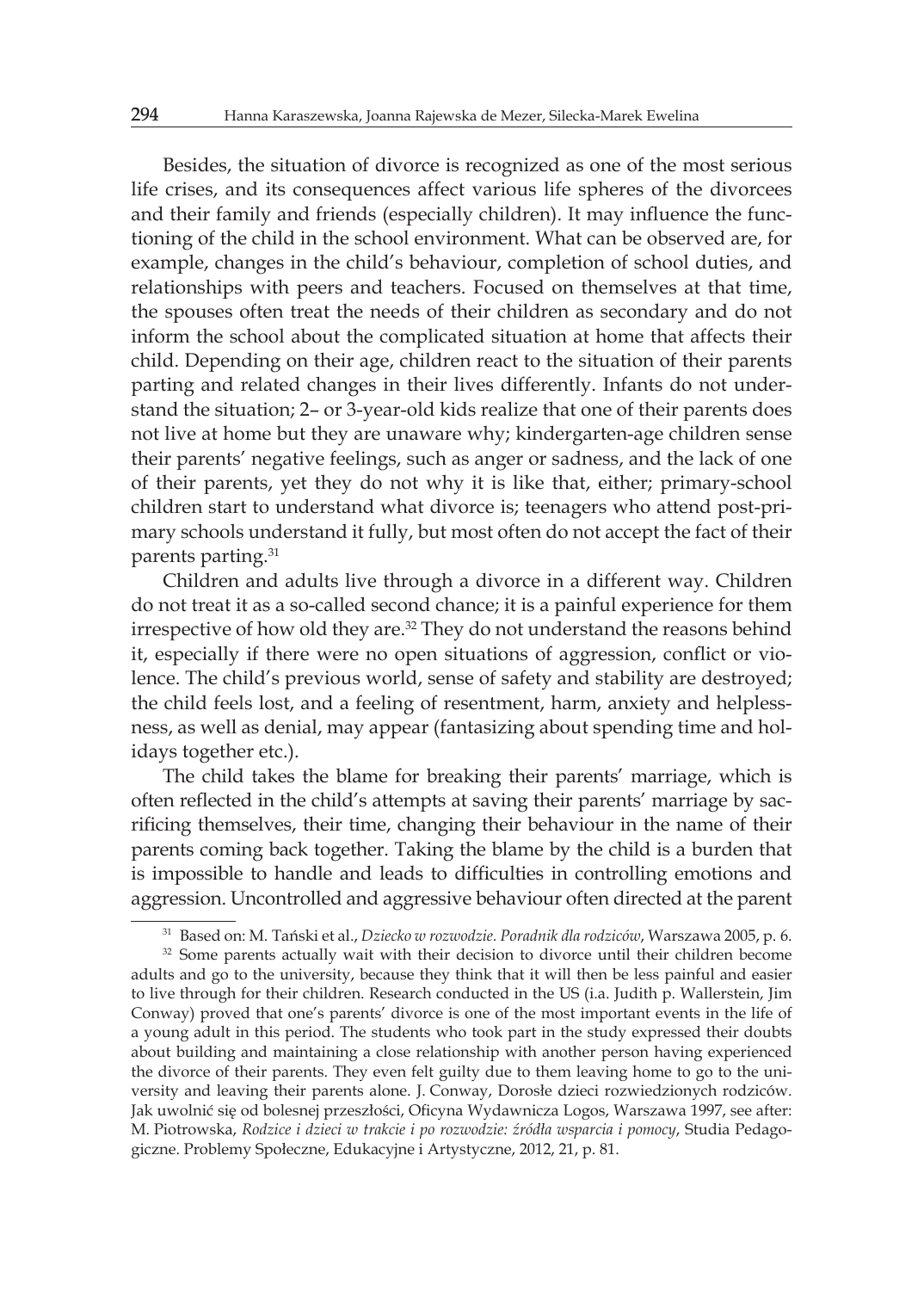Besides, the situation of divorce is recognized as one of the most serious life crises, and its consequences affect various life spheres of the divorcees and their family and friends (especially children). It may influence the functioning of the child in the school environment. What can be observed are, for example, changes in the child's behaviour, completion of school duties, and relationships with peers and teachers. Focused on themselves at that time, the spouses often treat the needs of their children as secondary and do not inform the school about the complicated situation at home that affects their child. Depending on their age, children react to the situation of their parents parting and related changes in their lives differently. Infants do not understand the situation; 2– or 3-year-old kids realize that one of their parents does not live at home but they are unaware why; kindergarten-age children sense their parents' negative feelings, such as anger or sadness, and the lack of one of their parents, yet they do not why it is like that, either; primary-school children start to understand what divorce is; teenagers who attend post-primary schools understand it fully, but most often do not accept the fact of their parents parting.[31]

Children and adults live through a divorce in a different way. Children do not treat it as a so-called second chance; it is a painful experience for them irrespective of how old they are.[32] They do not understand the reasons behind it, especially if there were no open situations of aggression, conflict or violence. The child's previous world, sense of safety and stability are destroyed; the child feels lost, and a feeling of resentment, harm, anxiety and helplessness, as well as denial, may appear (fantasizing about spending time and holidays together etc.).

The child takes the blame for breaking their parents' marriage, which is often reflected in the child's attempts at saving their parents' marriage by sacrificing themselves, their time, changing their behaviour in the name of their parents coming back together. Taking the blame by the child is a burden that is impossible to handle and leads to difficulties in controlling emotions and aggression. Uncontrolled and aggressive behaviour often directed at the parent

---

[31] Based on: M. Tański et al., *Dziecko w rozwodzie. Poradnik dla rodziców*, Warszawa 2005, p. 6.

[32] Some parents actually wait with their decision to divorce until their children become adults and go to the university, because they think that it will then be less painful and easier to live through for their children. Research conducted in the US (i.a. Judith p. Wallerstein, Jim Conway) proved that one's parents' divorce is one of the most important events in the life of a young adult in this period. The students who took part in the study expressed their doubts about building and maintaining a close relationship with another person having experienced the divorce of their parents. They even felt guilty due to them leaving home to go to the university and leaving their parents alone. J. Conway, Dorosłe dzieci rozwiedzionych rodziców. Jak uwolnić się od bolesnej przeszłości, Oficyna Wydawnicza Logos, Warszawa 1997, see after: M. Piotrowska, *Rodzice i dzieci w trakcie i po rozwodzie: źródła wsparcia i pomocy*, Studia Pedagogiczne. Problemy Społeczne, Edukacyjne i Artystyczne, 2012, 21, p. 81.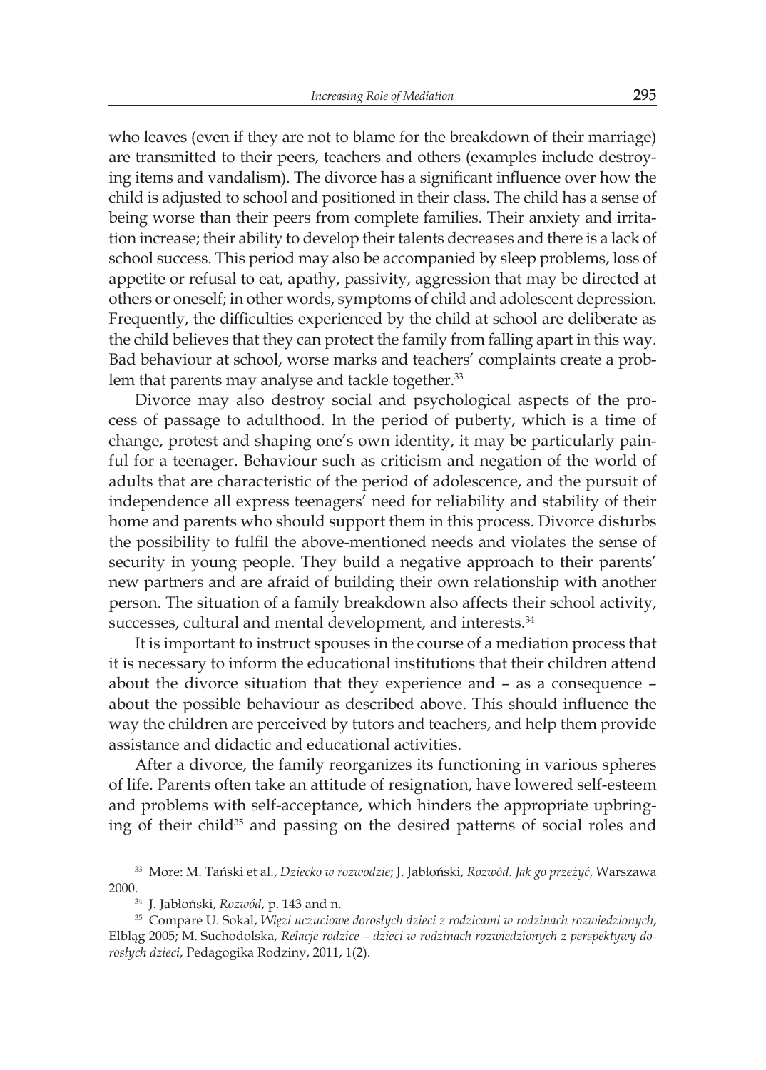who leaves (even if they are not to blame for the breakdown of their marriage) are transmitted to their peers, teachers and others (examples include destroying items and vandalism). The divorce has a significant influence over how the child is adjusted to school and positioned in their class. The child has a sense of being worse than their peers from complete families. Their anxiety and irritation increase; their ability to develop their talents decreases and there is a lack of school success. This period may also be accompanied by sleep problems, loss of appetite or refusal to eat, apathy, passivity, aggression that may be directed at others or oneself; in other words, symptoms of child and adolescent depression. Frequently, the difficulties experienced by the child at school are deliberate as the child believes that they can protect the family from falling apart in this way. Bad behaviour at school, worse marks and teachers' complaints create a problem that parents may analyse and tackle together.[33]

Divorce may also destroy social and psychological aspects of the process of passage to adulthood. In the period of puberty, which is a time of change, protest and shaping one's own identity, it may be particularly painful for a teenager. Behaviour such as criticism and negation of the world of adults that are characteristic of the period of adolescence, and the pursuit of independence all express teenagers' need for reliability and stability of their home and parents who should support them in this process. Divorce disturbs the possibility to fulfil the above-mentioned needs and violates the sense of security in young people. They build a negative approach to their parents' new partners and are afraid of building their own relationship with another person. The situation of a family breakdown also affects their school activity, successes, cultural and mental development, and interests.[34]

It is important to instruct spouses in the course of a mediation process that it is necessary to inform the educational institutions that their children attend about the divorce situation that they experience and – as a consequence – about the possible behaviour as described above. This should influence the way the children are perceived by tutors and teachers, and help them provide assistance and didactic and educational activities.

After a divorce, the family reorganizes its functioning in various spheres of life. Parents often take an attitude of resignation, have lowered self-esteem and problems with self-acceptance, which hinders the appropriate upbringing of their child[35] and passing on the desired patterns of social roles and

---

[33] More: M. Tański et al., *Dziecko w rozwodzie*; J. Jabłoński, *Rozwód. Jak go przeżyć*, Warszawa 2000.

[34] J. Jabłoński, *Rozwód*, p. 143 and n.

[35] Compare U. Sokal, *Więzi uczuciowe dorosłych dzieci z rodzicami w rodzinach rozwiedzionych*, Elbląg 2005; M. Suchodolska, *Relacje rodzice – dzieci w rodzinach rozwiedzionych z perspektywy dorosłych dzieci*, Pedagogika Rodziny, 2011, 1(2).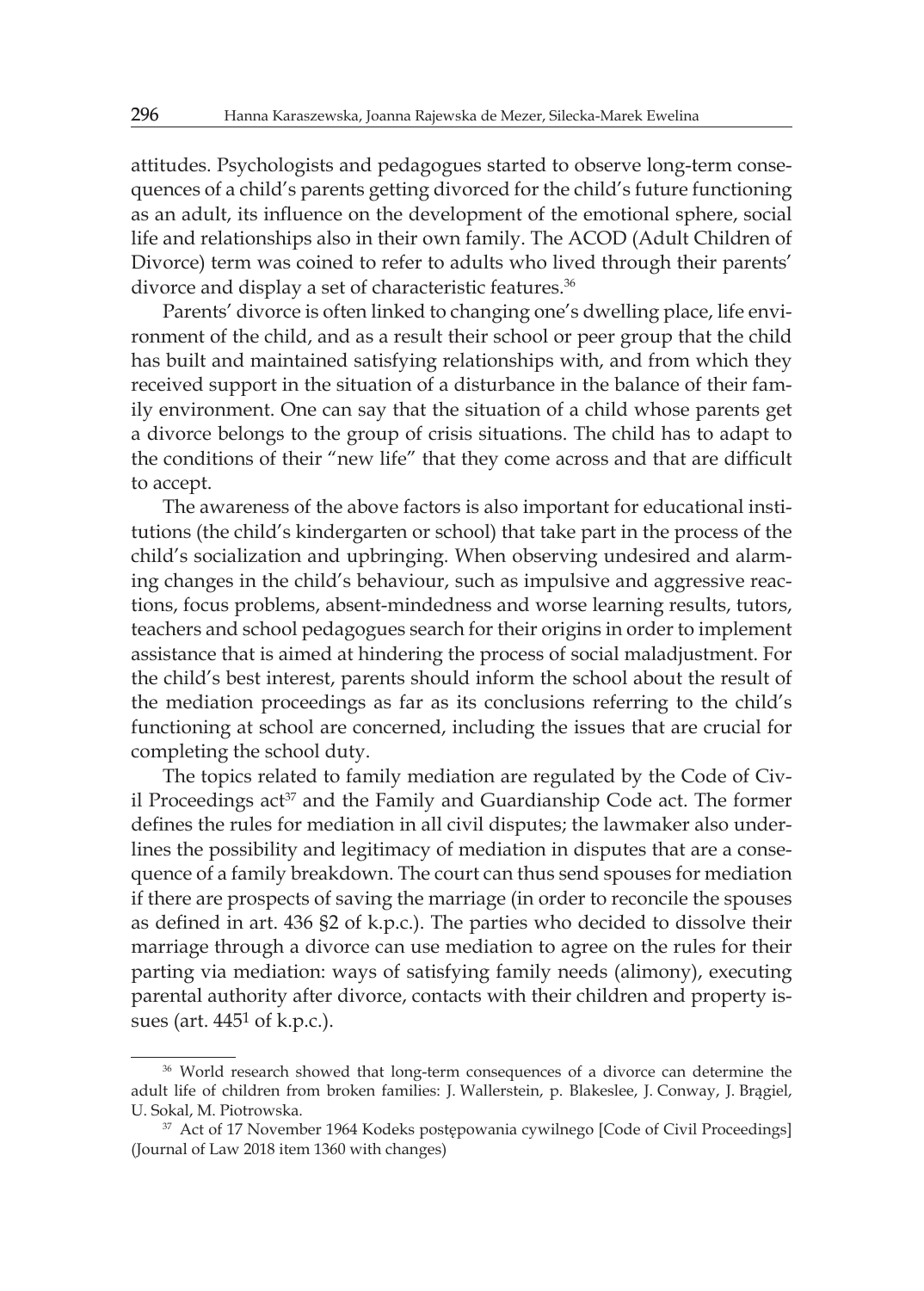attitudes. Psychologists and pedagogues started to observe long-term consequences of a child's parents getting divorced for the child's future functioning as an adult, its influence on the development of the emotional sphere, social life and relationships also in their own family. The ACOD (Adult Children of Divorce) term was coined to refer to adults who lived through their parents' divorce and display a set of characteristic features.[36]

Parents' divorce is often linked to changing one's dwelling place, life environment of the child, and as a result their school or peer group that the child has built and maintained satisfying relationships with, and from which they received support in the situation of a disturbance in the balance of their family environment. One can say that the situation of a child whose parents get a divorce belongs to the group of crisis situations. The child has to adapt to the conditions of their "new life" that they come across and that are difficult to accept.

The awareness of the above factors is also important for educational institutions (the child's kindergarten or school) that take part in the process of the child's socialization and upbringing. When observing undesired and alarming changes in the child's behaviour, such as impulsive and aggressive reactions, focus problems, absent-mindedness and worse learning results, tutors, teachers and school pedagogues search for their origins in order to implement assistance that is aimed at hindering the process of social maladjustment. For the child's best interest, parents should inform the school about the result of the mediation proceedings as far as its conclusions referring to the child's functioning at school are concerned, including the issues that are crucial for completing the school duty.

The topics related to family mediation are regulated by the Code of Civil Proceedings act[37] and the Family and Guardianship Code act. The former defines the rules for mediation in all civil disputes; the lawmaker also underlines the possibility and legitimacy of mediation in disputes that are a consequence of a family breakdown. The court can thus send spouses for mediation if there are prospects of saving the marriage (in order to reconcile the spouses as defined in art. 436 §2 of k.p.c.). The parties who decided to dissolve their marriage through a divorce can use mediation to agree on the rules for their parting via mediation: ways of satisfying family needs (alimony), executing parental authority after divorce, contacts with their children and property issues (art. 445[1] of k.p.c.).

---

[36] World research showed that long-term consequences of a divorce can determine the adult life of children from broken families: J. Wallerstein, p. Blakeslee, J. Conway, J. Brągiel, U. Sokal, M. Piotrowska.

[37] Act of 17 November 1964 Kodeks postępowania cywilnego [Code of Civil Proceedings] (Journal of Law 2018 item 1360 with changes)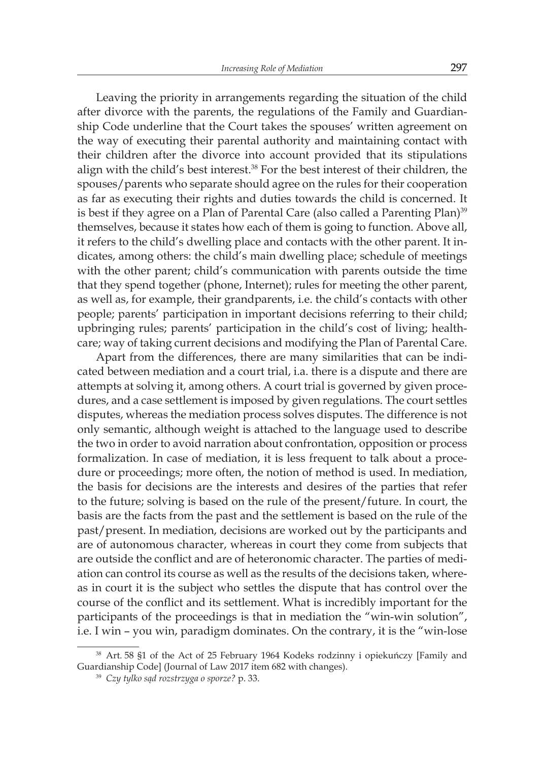Leaving the priority in arrangements regarding the situation of the child after divorce with the parents, the regulations of the Family and Guardianship Code underline that the Court takes the spouses' written agreement on the way of executing their parental authority and maintaining contact with their children after the divorce into account provided that its stipulations align with the child's best interest.[38] For the best interest of their children, the spouses/parents who separate should agree on the rules for their cooperation as far as executing their rights and duties towards the child is concerned. It is best if they agree on a Plan of Parental Care (also called a Parenting Plan)[39] themselves, because it states how each of them is going to function. Above all, it refers to the child's dwelling place and contacts with the other parent. It indicates, among others: the child's main dwelling place; schedule of meetings with the other parent; child's communication with parents outside the time that they spend together (phone, Internet); rules for meeting the other parent, as well as, for example, their grandparents, i.e. the child's contacts with other people; parents' participation in important decisions referring to their child; upbringing rules; parents' participation in the child's cost of living; healthcare; way of taking current decisions and modifying the Plan of Parental Care.

Apart from the differences, there are many similarities that can be indicated between mediation and a court trial, i.a. there is a dispute and there are attempts at solving it, among others. A court trial is governed by given procedures, and a case settlement is imposed by given regulations. The court settles disputes, whereas the mediation process solves disputes. The difference is not only semantic, although weight is attached to the language used to describe the two in order to avoid narration about confrontation, opposition or process formalization. In case of mediation, it is less frequent to talk about a procedure or proceedings; more often, the notion of method is used. In mediation, the basis for decisions are the interests and desires of the parties that refer to the future; solving is based on the rule of the present/future. In court, the basis are the facts from the past and the settlement is based on the rule of the past/present. In mediation, decisions are worked out by the participants and are of autonomous character, whereas in court they come from subjects that are outside the conflict and are of heteronomic character. The parties of mediation can control its course as well as the results of the decisions taken, whereas in court it is the subject who settles the dispute that has control over the course of the conflict and its settlement. What is incredibly important for the participants of the proceedings is that in mediation the "win-win solution", i.e. I win – you win, paradigm dominates. On the contrary, it is the "win-lose

---

[38] Art. 58 §1 of the Act of 25 February 1964 Kodeks rodzinny i opiekuńczy [Family and Guardianship Code] (Journal of Law 2017 item 682 with changes).

[39] *Czy tylko sąd rozstrzyga o sporze?* p. 33.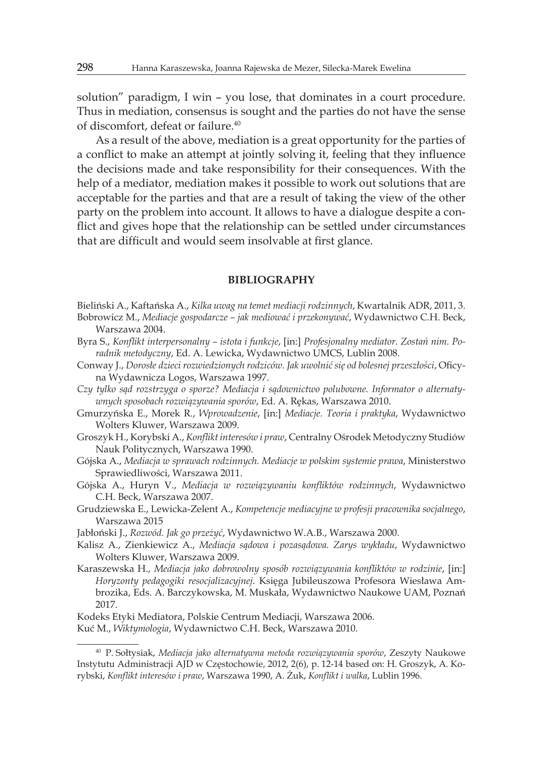solution" paradigm, I win – you lose, that dominates in a court procedure. Thus in mediation, consensus is sought and the parties do not have the sense of discomfort, defeat or failure.[40]

As a result of the above, mediation is a great opportunity for the parties of a conflict to make an attempt at jointly solving it, feeling that they influence the decisions made and take responsibility for their consequences. With the help of a mediator, mediation makes it possible to work out solutions that are acceptable for the parties and that are a result of taking the view of the other party on the problem into account. It allows to have a dialogue despite a conflict and gives hope that the relationship can be settled under circumstances that are difficult and would seem insolvable at first glance.

## BIBLIOGRAPHY

Bieliński A., Kaftańska A., *Kilka uwag na temet mediacji rodzinnych*, Kwartalnik ADR, 2011, 3.

Bobrowicz M., *Mediacje gospodarcze – jak mediować i przekonywać*, Wydawnictwo C.H. Beck, Warszawa 2004.

Byra S., *Konflikt interpersonalny – istota i funkcje*, [in:] *Profesjonalny mediator. Zostań nim. Poradnik metodyczny*, Ed. A. Lewicka, Wydawnictwo UMCS, Lublin 2008.

Conway J., *Dorosłe dzieci rozwiedzionych rodziców. Jak uwolnić się od bolesnej przeszłości*, Oficyna Wydawnicza Logos, Warszawa 1997.

*Czy tylko sąd rozstrzyga o sporze? Mediacja i sądownictwo polubowne. Informator o alternatywnych sposobach rozwiązywania sporów*, Ed. A. Rękas, Warszawa 2010.

Gmurzyńska E., Morek R., *Wprowadzenie*, [in:] *Mediacje. Teoria i praktyka*, Wydawnictwo Wolters Kluwer, Warszawa 2009.

Groszyk H., Korybski A., *Konflikt interesów i praw*, Centralny Ośrodek Metodyczny Studiów Nauk Politycznych, Warszawa 1990.

Gójska A., *Mediacja w sprawach rodzinnych. Mediacje w polskim systemie prawa*, Ministerstwo Sprawiedliwości, Warszawa 2011.

Gójska A., Huryn V., *Mediacja w rozwiązywaniu konfliktów rodzinnych*, Wydawnictwo C.H. Beck, Warszawa 2007.

Grudziewska E., Lewicka-Zelent A., *Kompetencje mediacyjne w profesji pracownika socjalnego*, Warszawa 2015

Jabłoński J., *Rozwód. Jak go przeżyć*, Wydawnictwo W.A.B., Warszawa 2000.

Kalisz A., Zienkiewicz A., *Mediacja sądowa i pozasądowa. Zarys wykładu*, Wydawnictwo Wolters Kluwer, Warszawa 2009.

Karaszewska H., *Mediacja jako dobrowolny sposób rozwiązywania konfliktów w rodzinie*, [in:] *Horyzonty pedagogiki resocjalizacyjnej*. Księga Jubileuszowa Profesora Wiesława Ambrozika, Eds. A. Barczykowska, M. Muskała, Wydawnictwo Naukowe UAM, Poznań 2017.

Kodeks Etyki Mediatora, Polskie Centrum Mediacji, Warszawa 2006.

Kuć M., *Wiktymologia*, Wydawnictwo C.H. Beck, Warszawa 2010.

---

[40] P. Sołtysiak, *Mediacja jako alternatywna metoda rozwiązywania sporów*, Zeszyty Naukowe Instytutu Administracji AJD w Częstochowie, 2012, 2(6), p. 12-14 based on: H. Groszyk, A. Korybski, *Konflikt interesów i praw*, Warszawa 1990, A. Żuk, *Konflikt i walka*, Lublin 1996.